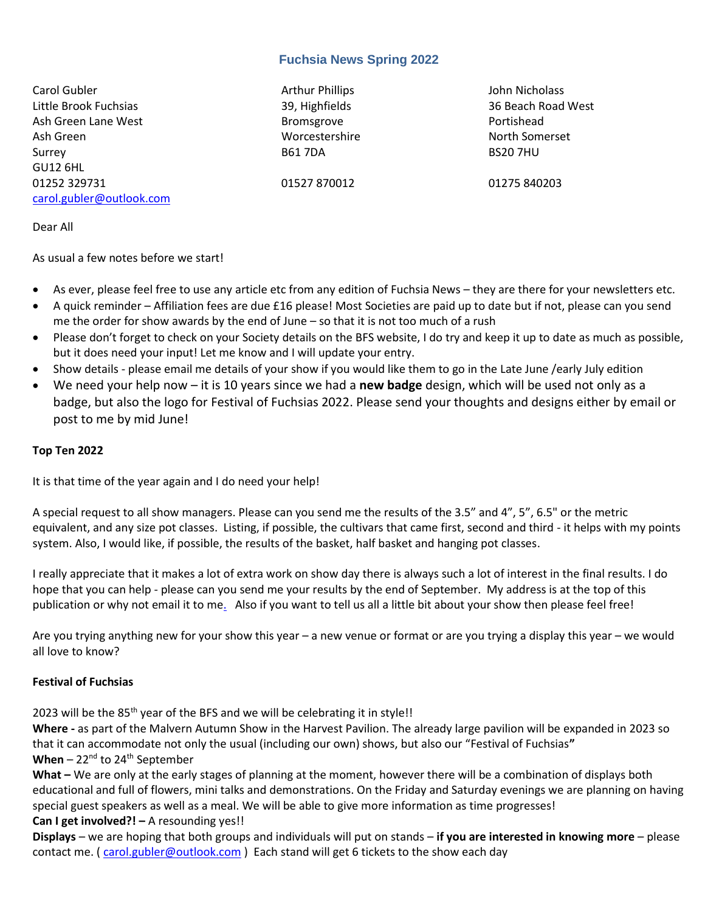# Fuchsia News Spring 2022

Carol Gubler
Little Brook Fuchsias
Ash Green Lane West
Ash Green
Surrey
GU12 6HL
01252 329731
carol.gubler@outlook.com

Arthur Phillips
39, Highfields
Bromsgrove
Worcestershire
B61 7DA
01527 870012

John Nicholass
36 Beach Road West
Portishead
North Somerset
BS20 7HU
01275 840203

Dear All

As usual a few notes before we start!

- As ever, please feel free to use any article etc from any edition of Fuchsia News – they are there for your newsletters etc.
- A quick reminder – Affiliation fees are due £16 please! Most Societies are paid up to date but if not, please can you send me the order for show awards by the end of June – so that it is not too much of a rush
- Please don't forget to check on your Society details on the BFS website, I do try and keep it up to date as much as possible, but it does need your input! Let me know and I will update your entry.
- Show details - please email me details of your show if you would like them to go in the Late June /early July edition
- We need your help now – it is 10 years since we had a **new badge** design, which will be used not only as a badge, but also the logo for Festival of Fuchsias 2022. Please send your thoughts and designs either by email or post to me by mid June!

**Top Ten 2022**

It is that time of the year again and I do need your help!

A special request to all show managers. Please can you send me the results of the 3.5" and 4", 5", 6.5" or the metric equivalent, and any size pot classes. Listing, if possible, the cultivars that came first, second and third - it helps with my points system. Also, I would like, if possible, the results of the basket, half basket and hanging pot classes.

I really appreciate that it makes a lot of extra work on show day there is always such a lot of interest in the final results. I do hope that you can help - please can you send me your results by the end of September. My address is at the top of this publication or why not email it to me. Also if you want to tell us all a little bit about your show then please feel free!

Are you trying anything new for your show this year – a new venue or format or are you trying a display this year – we would all love to know?

**Festival of Fuchsias**

2023 will be the 85th year of the BFS and we will be celebrating it in style!!

**Where -** as part of the Malvern Autumn Show in the Harvest Pavilion. The already large pavilion will be expanded in 2023 so that it can accommodate not only the usual (including our own) shows, but also our "Festival of Fuchsias**"**

**When** – 22nd to 24th September

**What –** We are only at the early stages of planning at the moment, however there will be a combination of displays both educational and full of flowers, mini talks and demonstrations. On the Friday and Saturday evenings we are planning on having special guest speakers as well as a meal. We will be able to give more information as time progresses!

**Can I get involved?! –** A resounding yes!!

**Displays** – we are hoping that both groups and individuals will put on stands – **if you are interested in knowing more** – please contact me. ( carol.gubler@outlook.com ) Each stand will get 6 tickets to the show each day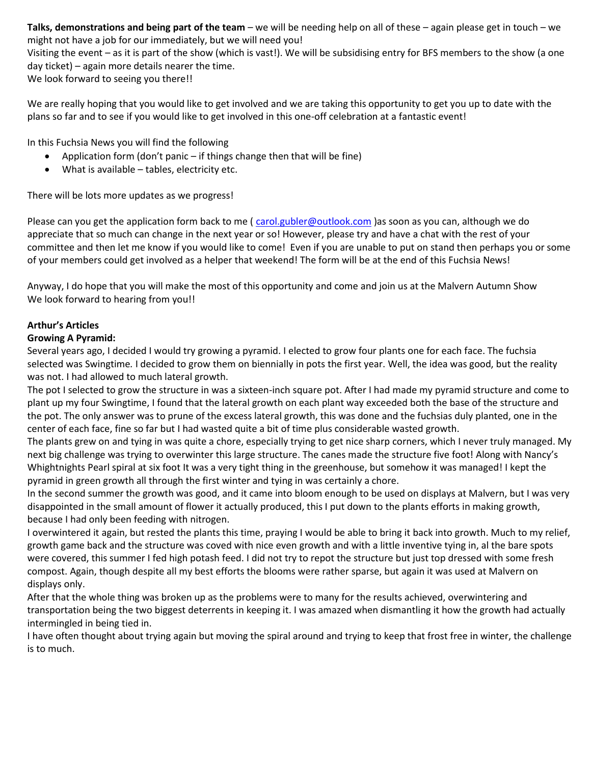**Talks, demonstrations and being part of the team** – we will be needing help on all of these – again please get in touch – we might not have a job for our immediately, but we will need you!
Visiting the event – as it is part of the show (which is vast!). We will be subsidising entry for BFS members to the show (a one day ticket) – again more details nearer the time.
We look forward to seeing you there!!

We are really hoping that you would like to get involved and we are taking this opportunity to get you up to date with the plans so far and to see if you would like to get involved in this one-off celebration at a fantastic event!

In this Fuchsia News you will find the following

- Application form (don't panic – if things change then that will be fine)
- What is available – tables, electricity etc.

There will be lots more updates as we progress!

Please can you get the application form back to me ( carol.gubler@outlook.com )as soon as you can, although we do appreciate that so much can change in the next year or so! However, please try and have a chat with the rest of your committee and then let me know if you would like to come! Even if you are unable to put on stand then perhaps you or some of your members could get involved as a helper that weekend! The form will be at the end of this Fuchsia News!

Anyway, I do hope that you will make the most of this opportunity and come and join us at the Malvern Autumn Show
We look forward to hearing from you!!

**Arthur's Articles**

**Growing A Pyramid:**

Several years ago, I decided I would try growing a pyramid. I elected to grow four plants one for each face. The fuchsia selected was Swingtime*.* I decided to grow them on biennially in pots the first year. Well, the idea was good, but the reality was not. I had allowed to much lateral growth.
The pot I selected to grow the structure in was a sixteen-inch square pot. After I had made my pyramid structure and come to plant up my four Swingtime, I found that the lateral growth on each plant way exceeded both the base of the structure and the pot. The only answer was to prune of the excess lateral growth, this was done and the fuchsias duly planted, one in the center of each face, fine so far but I had wasted quite a bit of time plus considerable wasted growth.
The plants grew on and tying in was quite a chore, especially trying to get nice sharp corners, which I never truly managed. My next big challenge was trying to overwinter this large structure. The canes made the structure five foot! Along with Nancy's Whightnights Pearl spiral at six foot It was a very tight thing in the greenhouse, but somehow it was managed! I kept the pyramid in green growth all through the first winter and tying in was certainly a chore.
In the second summer the growth was good, and it came into bloom enough to be used on displays at Malvern, but I was very disappointed in the small amount of flower it actually produced, this I put down to the plants efforts in making growth, because I had only been feeding with nitrogen.
I overwintered it again, but rested the plants this time, praying I would be able to bring it back into growth. Much to my relief, growth game back and the structure was coved with nice even growth and with a little inventive tying in, al the bare spots were covered, this summer I fed high potash feed. I did not try to repot the structure but just top dressed with some fresh compost. Again, though despite all my best efforts the blooms were rather sparse, but again it was used at Malvern on displays only.
After that the whole thing was broken up as the problems were to many for the results achieved, overwintering and transportation being the two biggest deterrents in keeping it. I was amazed when dismantling it how the growth had actually intermingled in being tied in.
I have often thought about trying again but moving the spiral around and trying to keep that frost free in winter, the challenge is to much.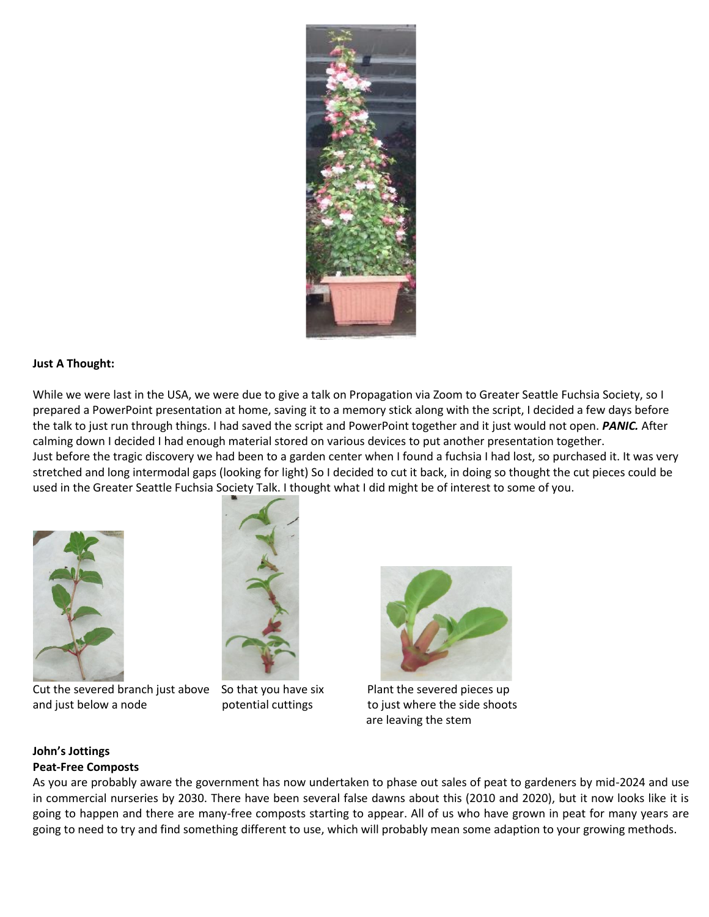**Just A Thought:**

While we were last in the USA, we were due to give a talk on Propagation via Zoom to Greater Seattle Fuchsia Society, so I prepared a PowerPoint presentation at home, saving it to a memory stick along with the script, I decided a few days before the talk to just run through things. I had saved the script and PowerPoint together and it just would not open. ***PANIC.*** After calming down I decided I had enough material stored on various devices to put another presentation together.
Just before the tragic discovery we had been to a garden center when I found a fuchsia I had lost, so purchased it. It was very stretched and long intermodal gaps (looking for light) So I decided to cut it back, in doing so thought the cut pieces could be used in the Greater Seattle Fuchsia Society Talk. I thought what I did might be of interest to some of you.

Cut the severed branch just above and just below a node

So that you have six potential cuttings

Plant the severed pieces up to just where the side shoots are leaving the stem

**John's Jottings**
**Peat-Free Composts**

As you are probably aware the government has now undertaken to phase out sales of peat to gardeners by mid-2024 and use in commercial nurseries by 2030. There have been several false dawns about this (2010 and 2020), but it now looks like it is going to happen and there are many-free composts starting to appear. All of us who have grown in peat for many years are going to need to try and find something different to use, which will probably mean some adaption to your growing methods.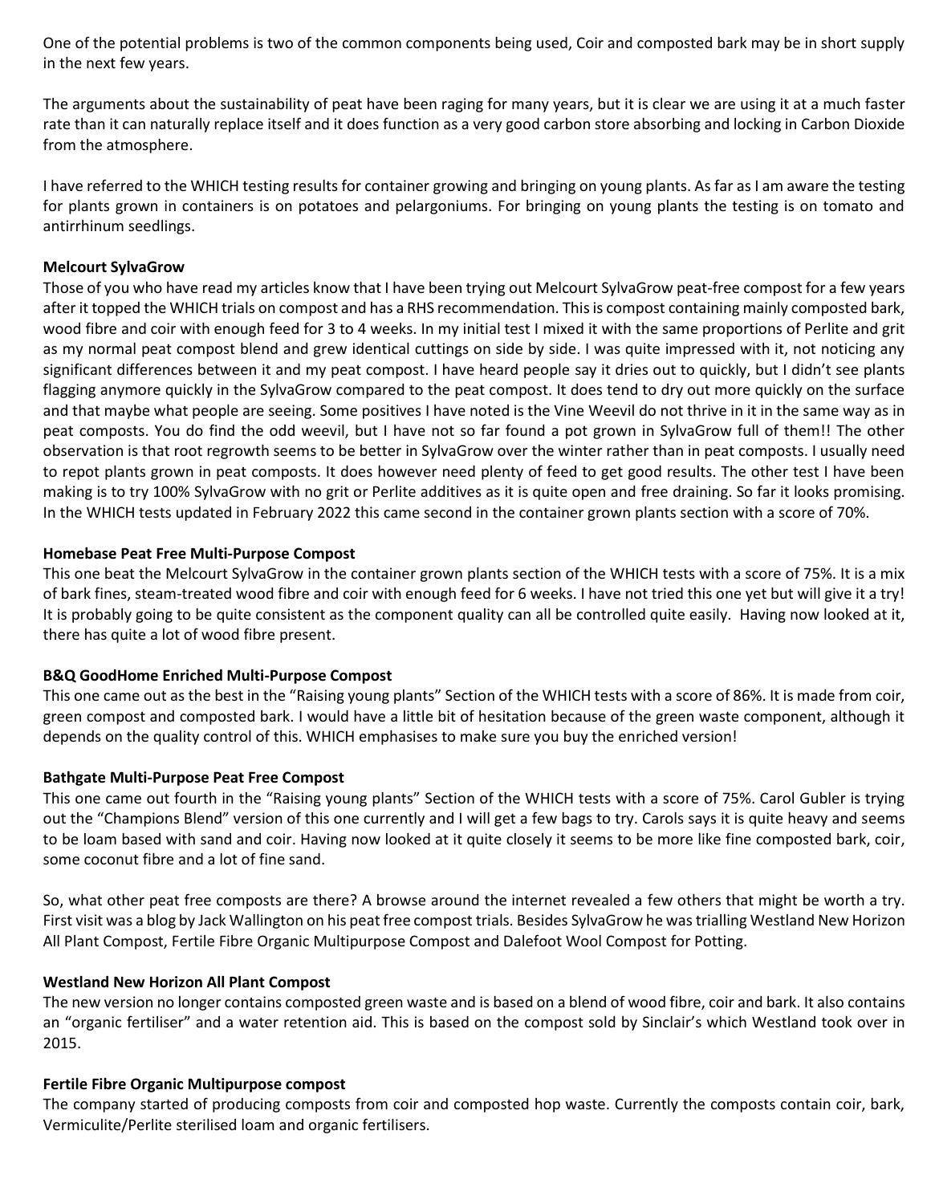One of the potential problems is two of the common components being used, Coir and composted bark may be in short supply in the next few years.

The arguments about the sustainability of peat have been raging for many years, but it is clear we are using it at a much faster rate than it can naturally replace itself and it does function as a very good carbon store absorbing and locking in Carbon Dioxide from the atmosphere.

I have referred to the WHICH testing results for container growing and bringing on young plants. As far as I am aware the testing for plants grown in containers is on potatoes and pelargoniums. For bringing on young plants the testing is on tomato and antirrhinum seedlings.

**Melcourt SylvaGrow**

Those of you who have read my articles know that I have been trying out Melcourt SylvaGrow peat-free compost for a few years after it topped the WHICH trials on compost and has a RHS recommendation. This is compost containing mainly composted bark, wood fibre and coir with enough feed for 3 to 4 weeks. In my initial test I mixed it with the same proportions of Perlite and grit as my normal peat compost blend and grew identical cuttings on side by side. I was quite impressed with it, not noticing any significant differences between it and my peat compost. I have heard people say it dries out to quickly, but I didn't see plants flagging anymore quickly in the SylvaGrow compared to the peat compost. It does tend to dry out more quickly on the surface and that maybe what people are seeing. Some positives I have noted is the Vine Weevil do not thrive in it in the same way as in peat composts. You do find the odd weevil, but I have not so far found a pot grown in SylvaGrow full of them!! The other observation is that root regrowth seems to be better in SylvaGrow over the winter rather than in peat composts. I usually need to repot plants grown in peat composts. It does however need plenty of feed to get good results. The other test I have been making is to try 100% SylvaGrow with no grit or Perlite additives as it is quite open and free draining. So far it looks promising. In the WHICH tests updated in February 2022 this came second in the container grown plants section with a score of 70%.

**Homebase Peat Free Multi-Purpose Compost**

This one beat the Melcourt SylvaGrow in the container grown plants section of the WHICH tests with a score of 75%. It is a mix of bark fines, steam-treated wood fibre and coir with enough feed for 6 weeks. I have not tried this one yet but will give it a try! It is probably going to be quite consistent as the component quality can all be controlled quite easily. Having now looked at it, there has quite a lot of wood fibre present.

**B&Q GoodHome Enriched Multi-Purpose Compost**

This one came out as the best in the "Raising young plants" Section of the WHICH tests with a score of 86%. It is made from coir, green compost and composted bark. I would have a little bit of hesitation because of the green waste component, although it depends on the quality control of this. WHICH emphasises to make sure you buy the enriched version!

**Bathgate Multi-Purpose Peat Free Compost**

This one came out fourth in the "Raising young plants" Section of the WHICH tests with a score of 75%. Carol Gubler is trying out the "Champions Blend" version of this one currently and I will get a few bags to try. Carols says it is quite heavy and seems to be loam based with sand and coir. Having now looked at it quite closely it seems to be more like fine composted bark, coir, some coconut fibre and a lot of fine sand.

So, what other peat free composts are there? A browse around the internet revealed a few others that might be worth a try. First visit was a blog by Jack Wallington on his peat free compost trials. Besides SylvaGrow he was trialling Westland New Horizon All Plant Compost, Fertile Fibre Organic Multipurpose Compost and Dalefoot Wool Compost for Potting.

**Westland New Horizon All Plant Compost**

The new version no longer contains composted green waste and is based on a blend of wood fibre, coir and bark. It also contains an "organic fertiliser" and a water retention aid. This is based on the compost sold by Sinclair's which Westland took over in 2015.

**Fertile Fibre Organic Multipurpose compost**

The company started of producing composts from coir and composted hop waste. Currently the composts contain coir, bark, Vermiculite/Perlite sterilised loam and organic fertilisers.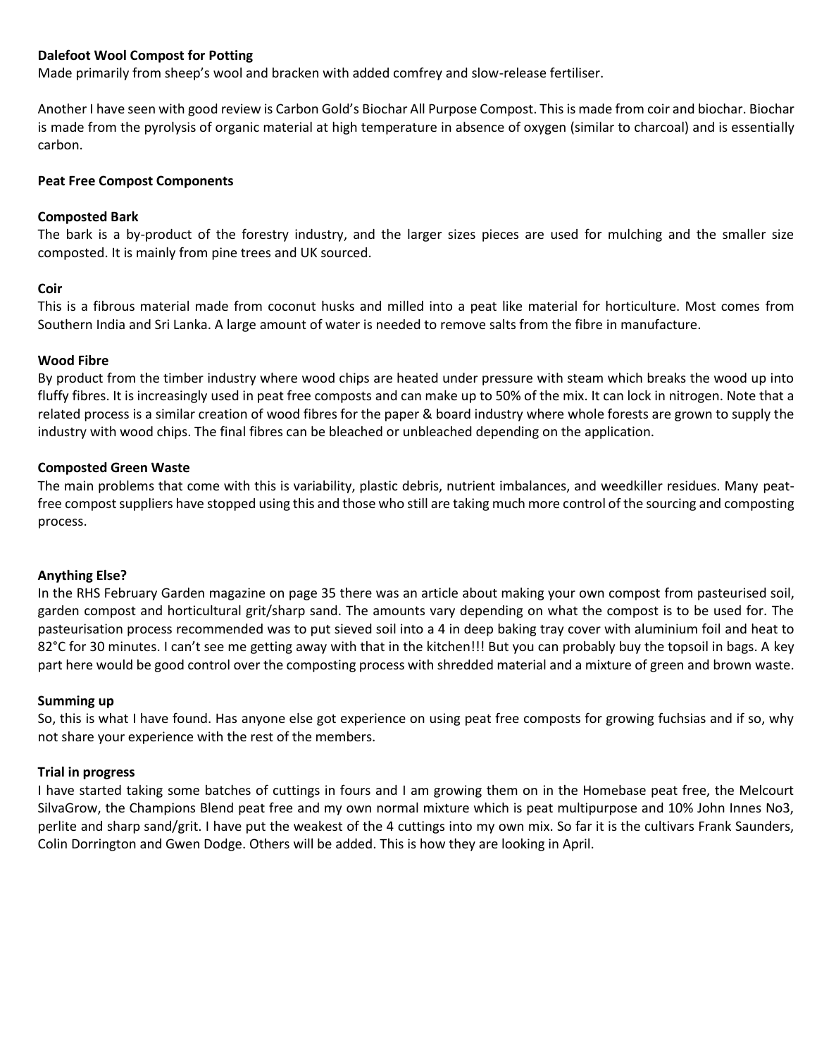**Dalefoot Wool Compost for Potting**

Made primarily from sheep's wool and bracken with added comfrey and slow-release fertiliser.

Another I have seen with good review is Carbon Gold's Biochar All Purpose Compost. This is made from coir and biochar. Biochar is made from the pyrolysis of organic material at high temperature in absence of oxygen (similar to charcoal) and is essentially carbon.

**Peat Free Compost Components**

**Composted Bark**

The bark is a by-product of the forestry industry, and the larger sizes pieces are used for mulching and the smaller size composted. It is mainly from pine trees and UK sourced.

**Coir**

This is a fibrous material made from coconut husks and milled into a peat like material for horticulture. Most comes from Southern India and Sri Lanka. A large amount of water is needed to remove salts from the fibre in manufacture.

**Wood Fibre**

By product from the timber industry where wood chips are heated under pressure with steam which breaks the wood up into fluffy fibres. It is increasingly used in peat free composts and can make up to 50% of the mix. It can lock in nitrogen. Note that a related process is a similar creation of wood fibres for the paper & board industry where whole forests are grown to supply the industry with wood chips. The final fibres can be bleached or unbleached depending on the application.

**Composted Green Waste**

The main problems that come with this is variability, plastic debris, nutrient imbalances, and weedkiller residues. Many peat-free compost suppliers have stopped using this and those who still are taking much more control of the sourcing and composting process.

**Anything Else?**

In the RHS February Garden magazine on page 35 there was an article about making your own compost from pasteurised soil, garden compost and horticultural grit/sharp sand. The amounts vary depending on what the compost is to be used for. The pasteurisation process recommended was to put sieved soil into a 4 in deep baking tray cover with aluminium foil and heat to 82°C for 30 minutes. I can't see me getting away with that in the kitchen!!! But you can probably buy the topsoil in bags. A key part here would be good control over the composting process with shredded material and a mixture of green and brown waste.

**Summing up**

So, this is what I have found. Has anyone else got experience on using peat free composts for growing fuchsias and if so, why not share your experience with the rest of the members.

**Trial in progress**

I have started taking some batches of cuttings in fours and I am growing them on in the Homebase peat free, the Melcourt SilvaGrow, the Champions Blend peat free and my own normal mixture which is peat multipurpose and 10% John Innes No3, perlite and sharp sand/grit. I have put the weakest of the 4 cuttings into my own mix. So far it is the cultivars Frank Saunders, Colin Dorrington and Gwen Dodge. Others will be added. This is how they are looking in April.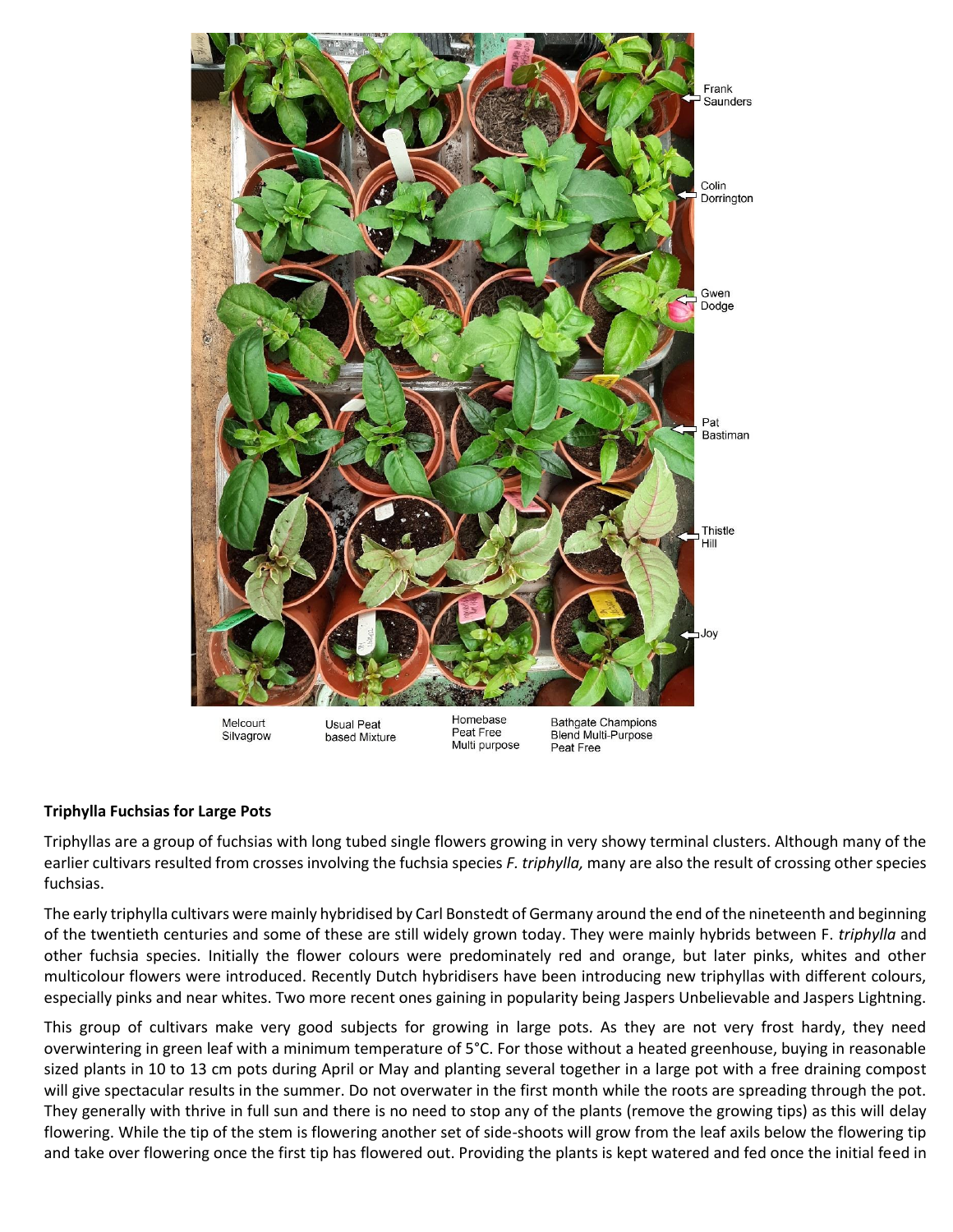**Triphylla Fuchsias for Large Pots**

Triphyllas are a group of fuchsias with long tubed single flowers growing in very showy terminal clusters. Although many of the earlier cultivars resulted from crosses involving the fuchsia species *F. triphylla,* many are also the result of crossing other species fuchsias.

The early triphylla cultivars were mainly hybridised by Carl Bonstedt of Germany around the end of the nineteenth and beginning of the twentieth centuries and some of these are still widely grown today. They were mainly hybrids between F. *triphylla* and other fuchsia species. Initially the flower colours were predominately red and orange, but later pinks, whites and other multicolour flowers were introduced. Recently Dutch hybridisers have been introducing new triphyllas with different colours, especially pinks and near whites. Two more recent ones gaining in popularity being Jaspers Unbelievable and Jaspers Lightning.

This group of cultivars make very good subjects for growing in large pots. As they are not very frost hardy, they need overwintering in green leaf with a minimum temperature of 5°C. For those without a heated greenhouse, buying in reasonable sized plants in 10 to 13 cm pots during April or May and planting several together in a large pot with a free draining compost will give spectacular results in the summer. Do not overwater in the first month while the roots are spreading through the pot. They generally with thrive in full sun and there is no need to stop any of the plants (remove the growing tips) as this will delay flowering. While the tip of the stem is flowering another set of side-shoots will grow from the leaf axils below the flowering tip and take over flowering once the first tip has flowered out. Providing the plants is kept watered and fed once the initial feed in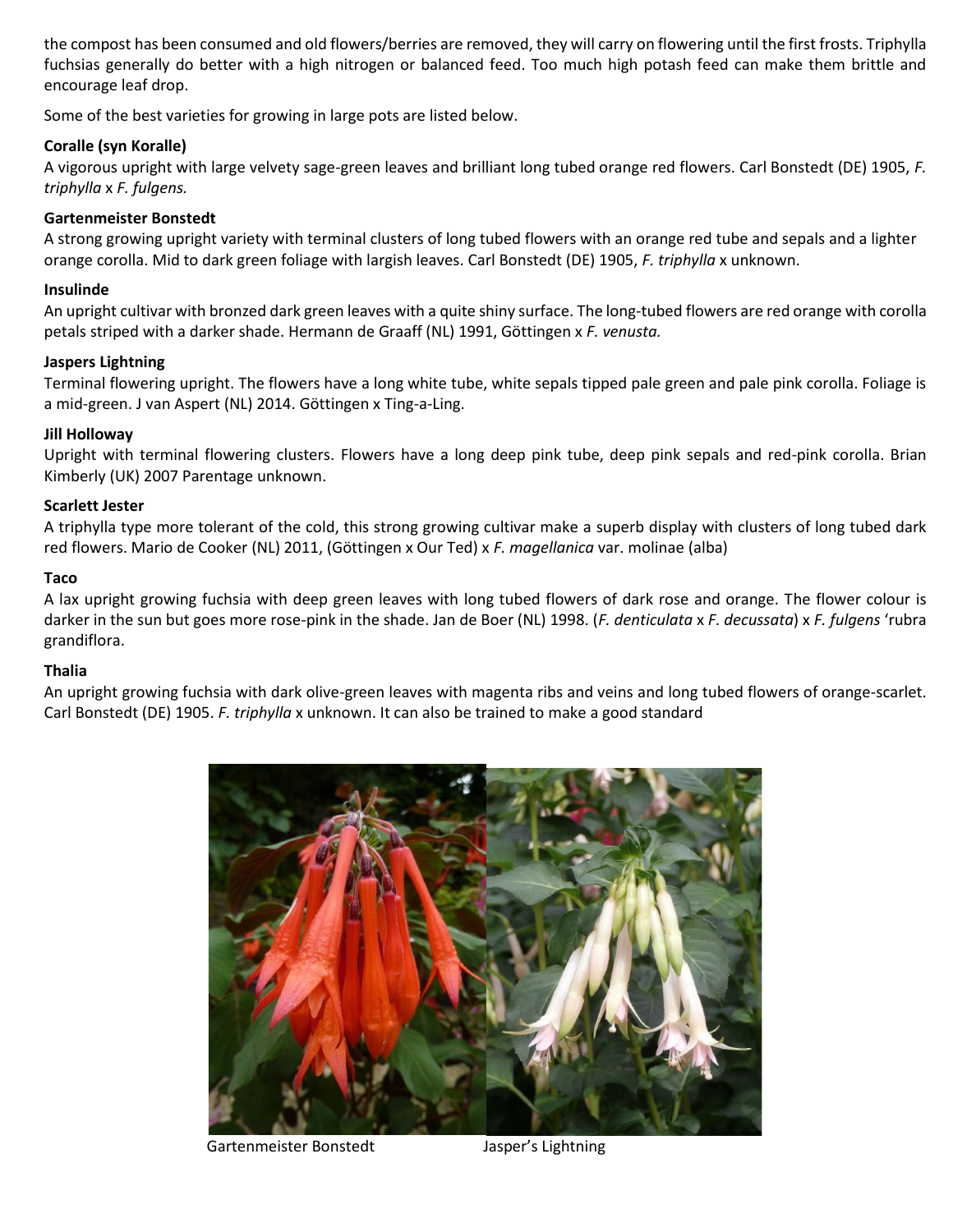the compost has been consumed and old flowers/berries are removed, they will carry on flowering until the first frosts. Triphylla fuchsias generally do better with a high nitrogen or balanced feed. Too much high potash feed can make them brittle and encourage leaf drop.

Some of the best varieties for growing in large pots are listed below.

**Coralle (syn Koralle)**

A vigorous upright with large velvety sage-green leaves and brilliant long tubed orange red flowers. Carl Bonstedt (DE) 1905, *F. triphylla* x *F. fulgens.*

**Gartenmeister Bonstedt**

A strong growing upright variety with terminal clusters of long tubed flowers with an orange red tube and sepals and a lighter orange corolla. Mid to dark green foliage with largish leaves. Carl Bonstedt (DE) 1905, *F. triphylla* x unknown.

**Insulinde**

An upright cultivar with bronzed dark green leaves with a quite shiny surface. The long-tubed flowers are red orange with corolla petals striped with a darker shade. Hermann de Graaff (NL) 1991, Göttingen x *F. venusta.*

**Jaspers Lightning**

Terminal flowering upright. The flowers have a long white tube, white sepals tipped pale green and pale pink corolla. Foliage is a mid-green. J van Aspert (NL) 2014. Göttingen x Ting-a-Ling.

**Jill Holloway**

Upright with terminal flowering clusters. Flowers have a long deep pink tube, deep pink sepals and red-pink corolla. Brian Kimberly (UK) 2007 Parentage unknown.

**Scarlett Jester**

A triphylla type more tolerant of the cold, this strong growing cultivar make a superb display with clusters of long tubed dark red flowers. Mario de Cooker (NL) 2011, (Göttingen x Our Ted) x *F. magellanica* var. molinae (alba)

**Taco**

A lax upright growing fuchsia with deep green leaves with long tubed flowers of dark rose and orange. The flower colour is darker in the sun but goes more rose-pink in the shade. Jan de Boer (NL) 1998. (*F. denticulata* x *F. decussata*) x *F. fulgens* 'rubra grandiflora.

**Thalia**

An upright growing fuchsia with dark olive-green leaves with magenta ribs and veins and long tubed flowers of orange-scarlet. Carl Bonstedt (DE) 1905. *F. triphylla* x unknown. It can also be trained to make a good standard

Gartenmeister Bonstedt

Jasper's Lightning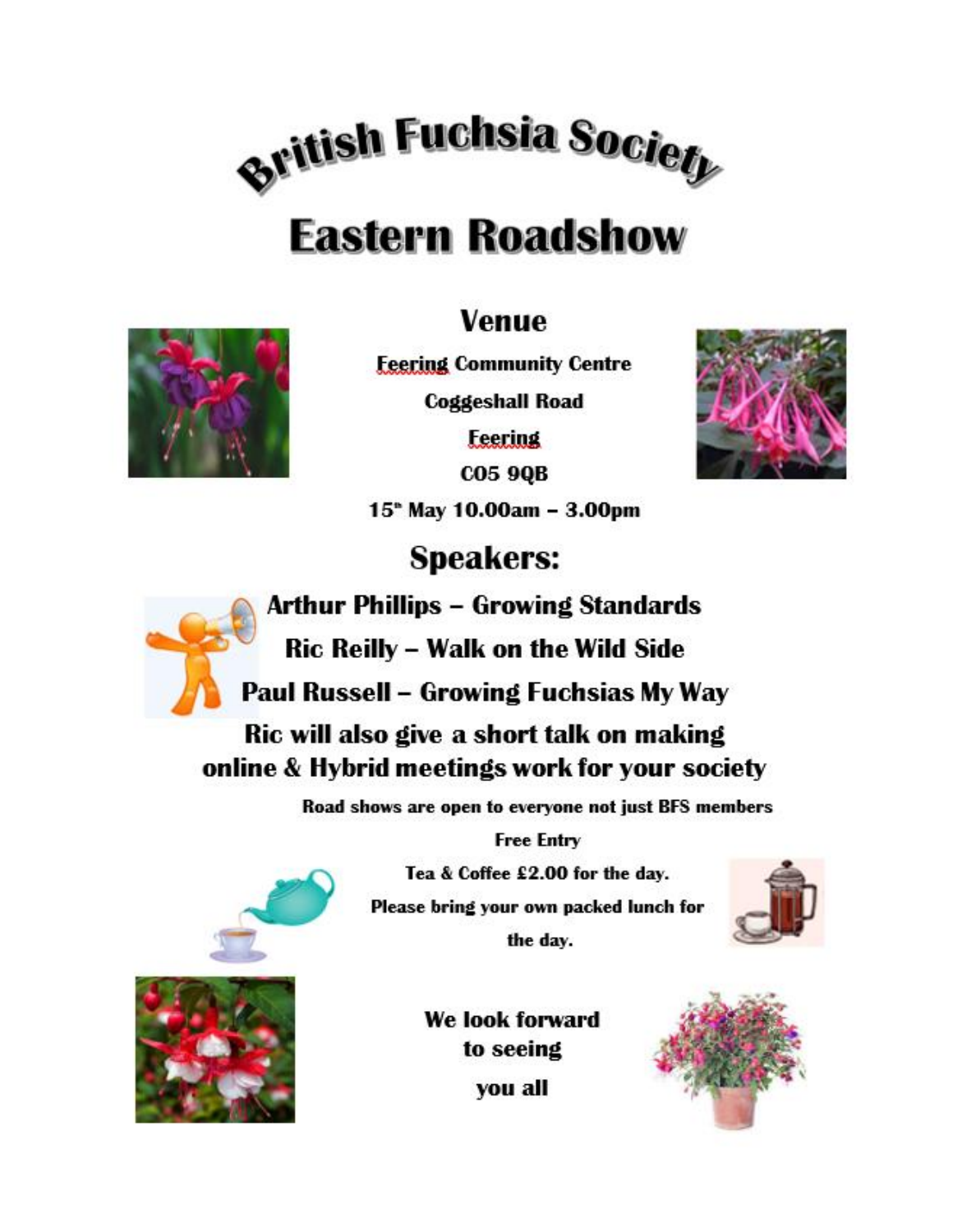# British Fuchsia Society

# Eastern Roadshow

## Venue

**Feering Community Centre**

**Coggeshall Road**

**Feering**

**CO5 9QB**

**15th May 10.00am – 3.00pm**

## Speakers:

**Arthur Phillips – Growing Standards**

**Ric Reilly – Walk on the Wild Side**

**Paul Russell – Growing Fuchsias My Way**

**Ric will also give a short talk on making online & Hybrid meetings work for your society**

**Road shows are open to everyone not just BFS members**

**Free Entry**

**Tea & Coffee £2.00 for the day.**

**Please bring your own packed lunch for the day.**

**We look forward to seeing you all**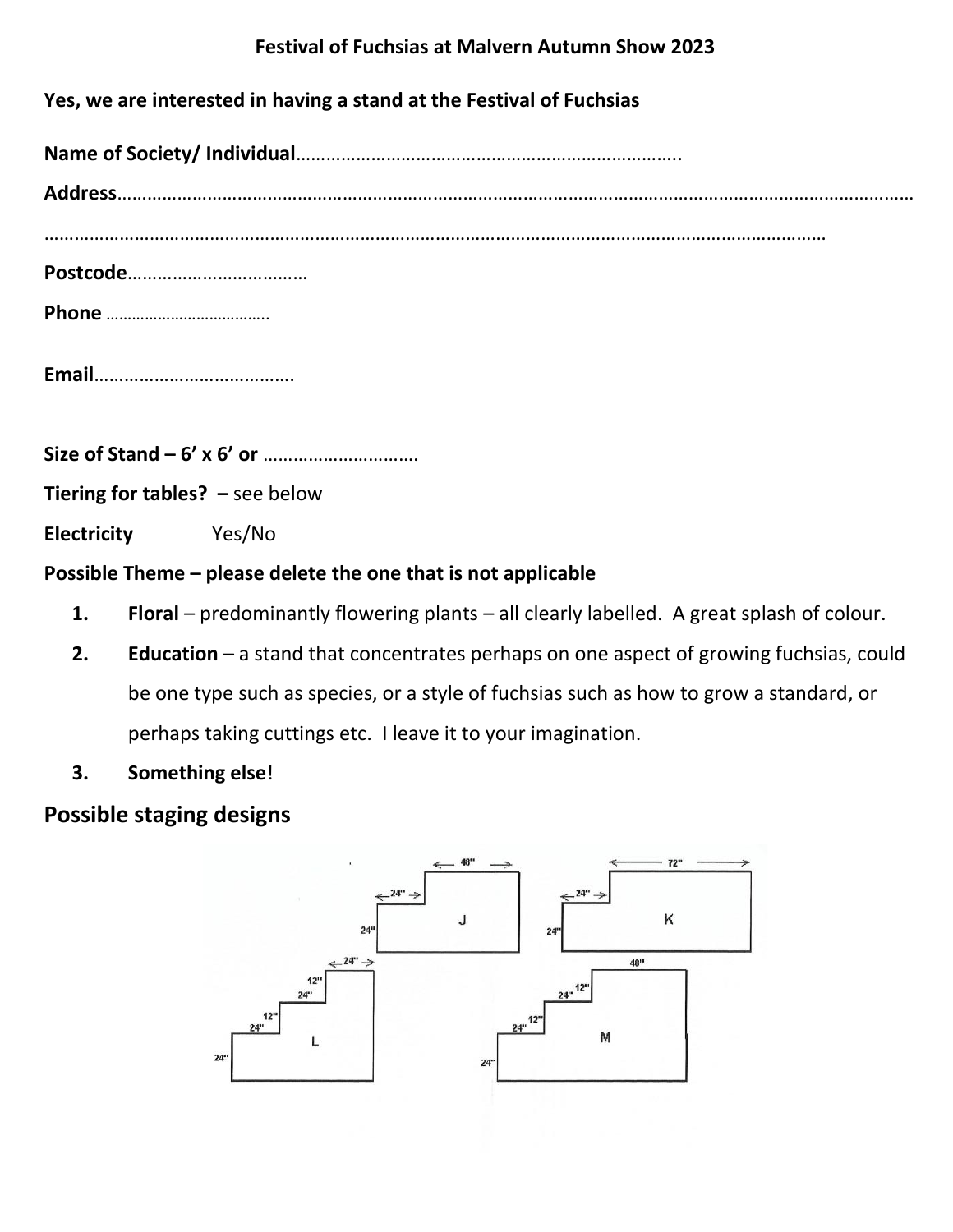**Festival of Fuchsias at Malvern Autumn Show 2023**

**Yes, we are interested in having a stand at the Festival of Fuchsias**

**Name of Society/ Individual**…………………………………………………………………..

**Address**……………………………………………………………………………………………………………………………………

……………………………………………………………………………………………………………………………………

**Postcode**………………………………

**Phone** ……………………………….

**Email**………………………………….

**Size of Stand – 6' x 6' or** …………………………

**Tiering for tables? –** see below

**Electricity** Yes/No

**Possible Theme – please delete the one that is not applicable**

1. **Floral** – predominantly flowering plants – all clearly labelled. A great splash of colour.
2. **Education** – a stand that concentrates perhaps on one aspect of growing fuchsias, could be one type such as species, or a style of fuchsias such as how to grow a standard, or perhaps taking cuttings etc. I leave it to your imagination.
3. **Something else**!

## Possible staging designs

J
40"
24"
24"

K
72"
24"
24"

L
24"
12"
24"
12"
24"
24"

M
48"
12"
24"
12"
24"
24"